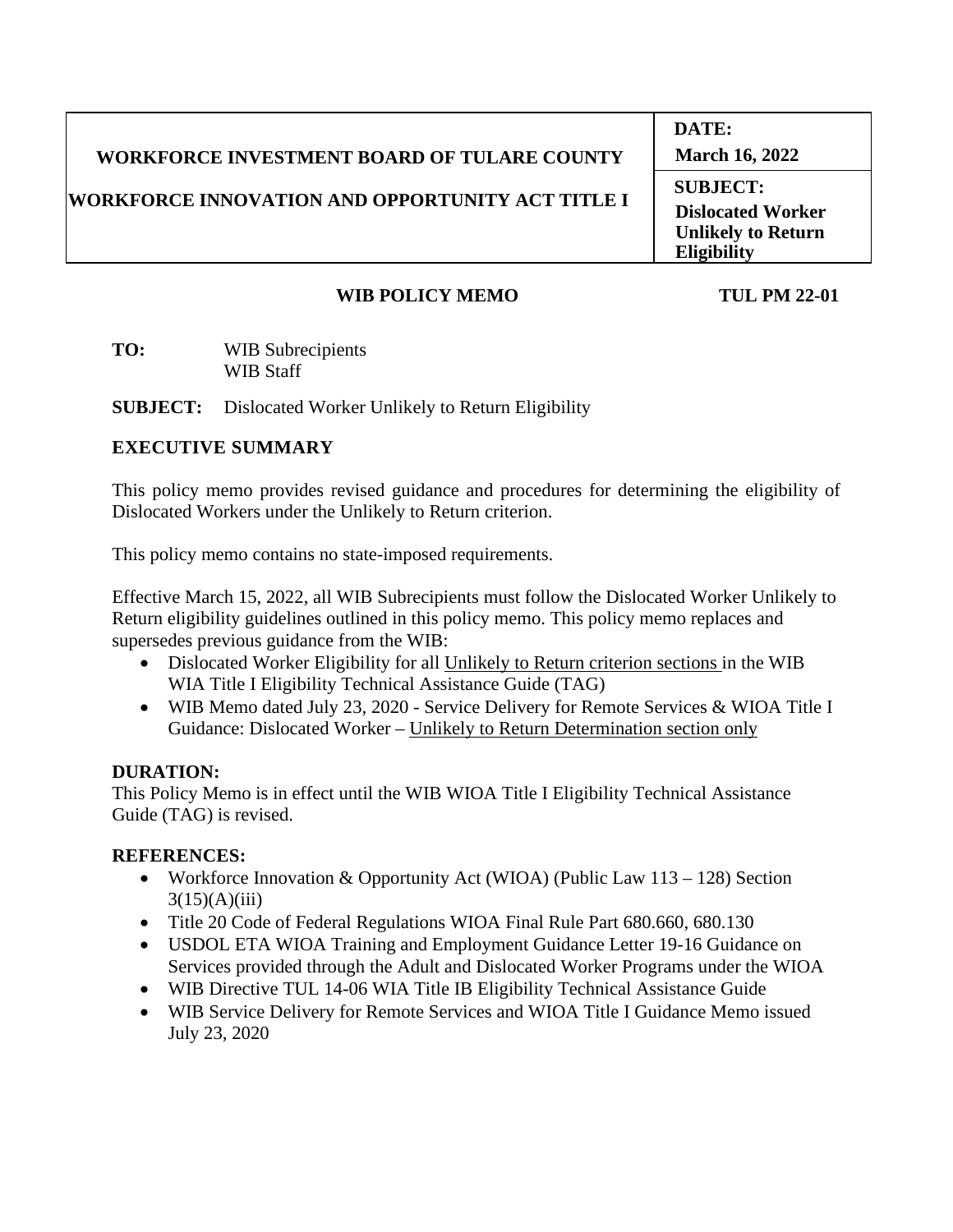| WORKFORCE INVESTMENT BOARD OF TULARE COUNTY<br><br>WORKFORCE INNOVATION AND OPPORTUNITY ACT TITLE I | **DATE:**<br>**March 16, 2022** |
| --- | --- |
| | **SUBJECT:**<br>**Dislocated Worker Unlikely to Return Eligibility** |

**WIB POLICY MEMO** **TUL PM 22-01**

**TO:** WIB Subrecipients
WIB Staff

**SUBJECT:** Dislocated Worker Unlikely to Return Eligibility

## EXECUTIVE SUMMARY

This policy memo provides revised guidance and procedures for determining the eligibility of Dislocated Workers under the Unlikely to Return criterion.

This policy memo contains no state-imposed requirements.

Effective March 15, 2022, all WIB Subrecipients must follow the Dislocated Worker Unlikely to Return eligibility guidelines outlined in this policy memo. This policy memo replaces and supersedes previous guidance from the WIB:

- Dislocated Worker Eligibility for all Unlikely to Return criterion sections in the WIB WIA Title I Eligibility Technical Assistance Guide (TAG)
- WIB Memo dated July 23, 2020 - Service Delivery for Remote Services & WIOA Title I Guidance: Dislocated Worker – Unlikely to Return Determination section only

**DURATION:**
This Policy Memo is in effect until the WIB WIOA Title I Eligibility Technical Assistance Guide (TAG) is revised.

**REFERENCES:**

- Workforce Innovation & Opportunity Act (WIOA) (Public Law 113 – 128) Section 3(15)(A)(iii)
- Title 20 Code of Federal Regulations WIOA Final Rule Part 680.660, 680.130
- USDOL ETA WIOA Training and Employment Guidance Letter 19-16 Guidance on Services provided through the Adult and Dislocated Worker Programs under the WIOA
- WIB Directive TUL 14-06 WIA Title IB Eligibility Technical Assistance Guide
- WIB Service Delivery for Remote Services and WIOA Title I Guidance Memo issued July 23, 2020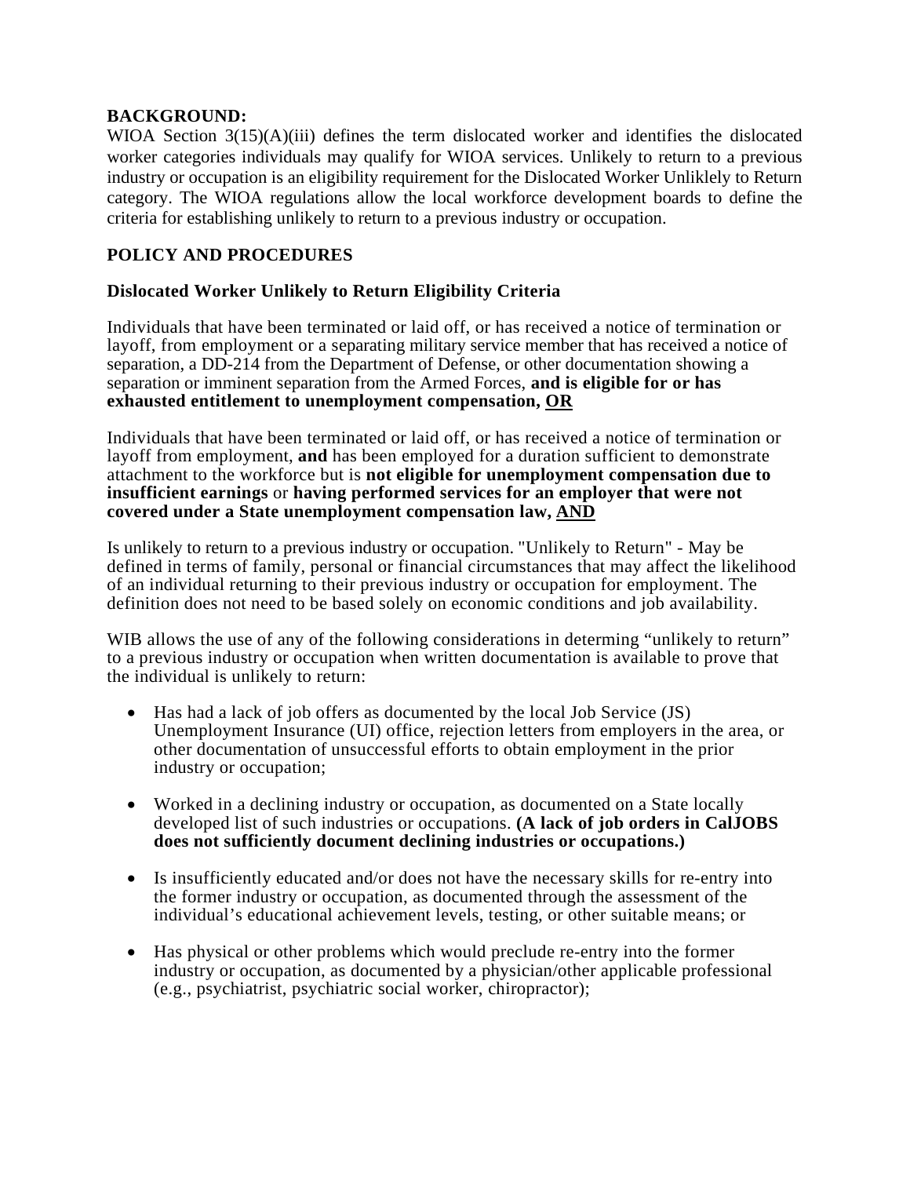**BACKGROUND:**

WIOA Section 3(15)(A)(iii) defines the term dislocated worker and identifies the dislocated worker categories individuals may qualify for WIOA services. Unlikely to return to a previous industry or occupation is an eligibility requirement for the Dislocated Worker Unliklely to Return category. The WIOA regulations allow the local workforce development boards to define the criteria for establishing unlikely to return to a previous industry or occupation.

**POLICY AND PROCEDURES**

**Dislocated Worker Unlikely to Return Eligibility Criteria**

Individuals that have been terminated or laid off, or has received a notice of termination or layoff, from employment or a separating military service member that has received a notice of separation, a DD-214 from the Department of Defense, or other documentation showing a separation or imminent separation from the Armed Forces, **and is eligible for or has exhausted entitlement to unemployment compensation, OR**

Individuals that have been terminated or laid off, or has received a notice of termination or layoff from employment, **and** has been employed for a duration sufficient to demonstrate attachment to the workforce but is **not eligible for unemployment compensation due to insufficient earnings** or **having performed services for an employer that were not covered under a State unemployment compensation law, AND**

Is unlikely to return to a previous industry or occupation. "Unlikely to Return" - May be defined in terms of family, personal or financial circumstances that may affect the likelihood of an individual returning to their previous industry or occupation for employment. The definition does not need to be based solely on economic conditions and job availability.

WIB allows the use of any of the following considerations in determing "unlikely to return" to a previous industry or occupation when written documentation is available to prove that the individual is unlikely to return:

- Has had a lack of job offers as documented by the local Job Service (JS) Unemployment Insurance (UI) office, rejection letters from employers in the area, or other documentation of unsuccessful efforts to obtain employment in the prior industry or occupation;
- Worked in a declining industry or occupation, as documented on a State locally developed list of such industries or occupations. **(A lack of job orders in CalJOBS does not sufficiently document declining industries or occupations.)**
- Is insufficiently educated and/or does not have the necessary skills for re-entry into the former industry or occupation, as documented through the assessment of the individual's educational achievement levels, testing, or other suitable means; or
- Has physical or other problems which would preclude re-entry into the former industry or occupation, as documented by a physician/other applicable professional (e.g., psychiatrist, psychiatric social worker, chiropractor);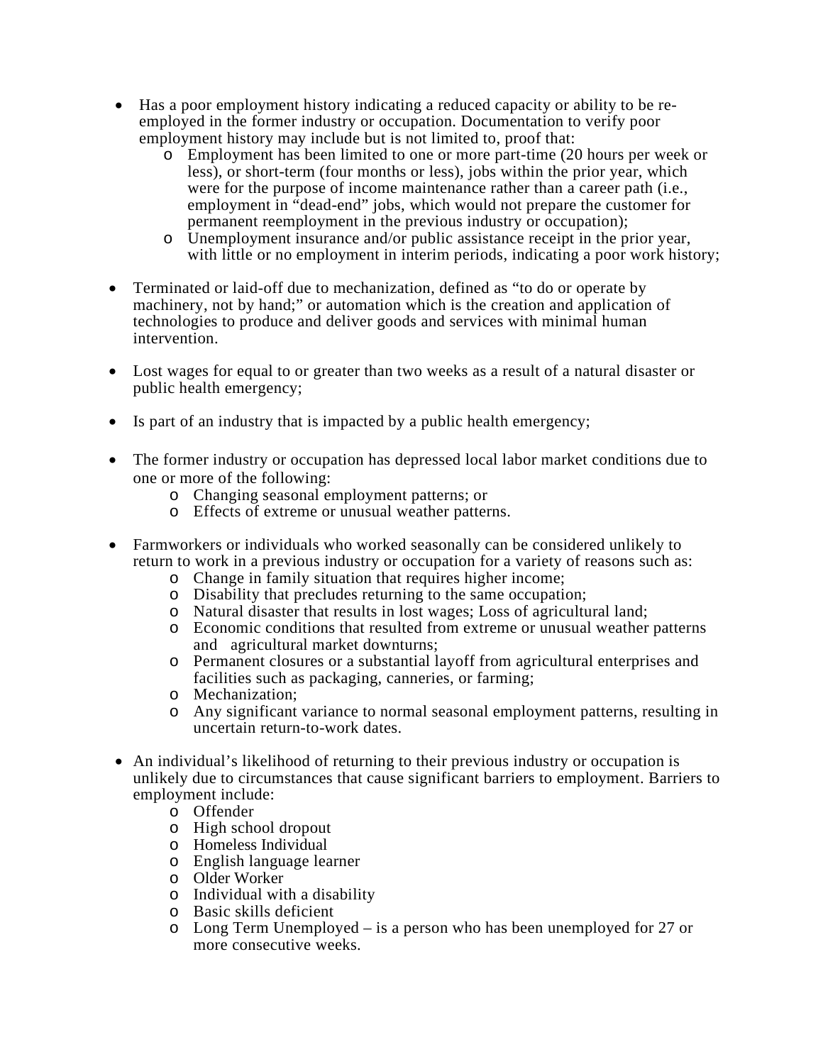- Has a poor employment history indicating a reduced capacity or ability to be re-employed in the former industry or occupation. Documentation to verify poor employment history may include but is not limited to, proof that:
    - Employment has been limited to one or more part-time (20 hours per week or less), or short-term (four months or less), jobs within the prior year, which were for the purpose of income maintenance rather than a career path (i.e., employment in "dead-end" jobs, which would not prepare the customer for permanent reemployment in the previous industry or occupation);
    - Unemployment insurance and/or public assistance receipt in the prior year, with little or no employment in interim periods, indicating a poor work history;

- Terminated or laid-off due to mechanization, defined as "to do or operate by machinery, not by hand;" or automation which is the creation and application of technologies to produce and deliver goods and services with minimal human intervention.

- Lost wages for equal to or greater than two weeks as a result of a natural disaster or public health emergency;

- Is part of an industry that is impacted by a public health emergency;

- The former industry or occupation has depressed local labor market conditions due to one or more of the following:
    - Changing seasonal employment patterns; or
    - Effects of extreme or unusual weather patterns.

- Farmworkers or individuals who worked seasonally can be considered unlikely to return to work in a previous industry or occupation for a variety of reasons such as:
    - Change in family situation that requires higher income;
    - Disability that precludes returning to the same occupation;
    - Natural disaster that results in lost wages; Loss of agricultural land;
    - Economic conditions that resulted from extreme or unusual weather patterns and agricultural market downturns;
    - Permanent closures or a substantial layoff from agricultural enterprises and facilities such as packaging, canneries, or farming;
    - Mechanization;
    - Any significant variance to normal seasonal employment patterns, resulting in uncertain return-to-work dates.

- An individual's likelihood of returning to their previous industry or occupation is unlikely due to circumstances that cause significant barriers to employment. Barriers to employment include:
    - Offender
    - High school dropout
    - Homeless Individual
    - English language learner
    - Older Worker
    - Individual with a disability
    - Basic skills deficient
    - Long Term Unemployed – is a person who has been unemployed for 27 or more consecutive weeks.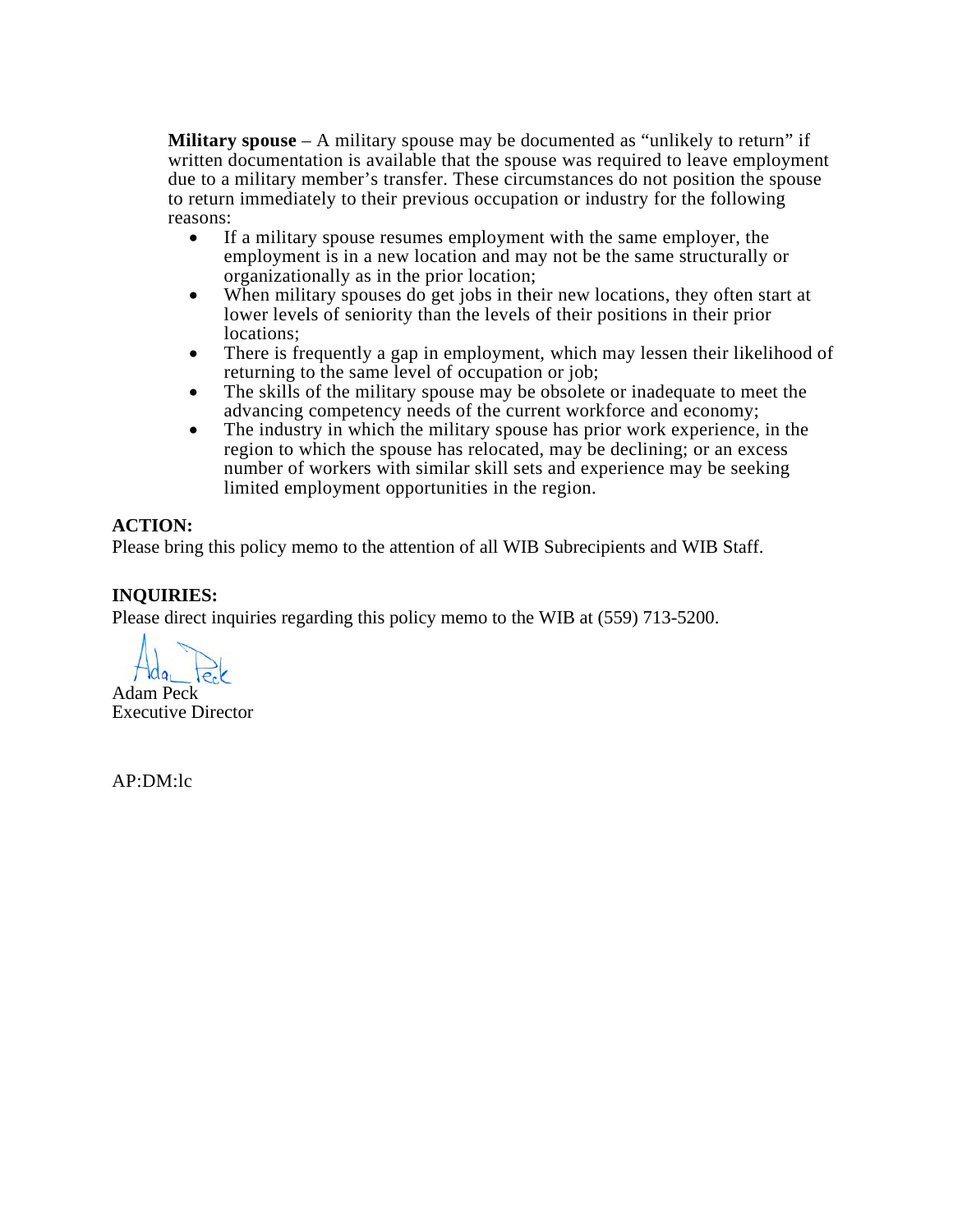**Military spouse** – A military spouse may be documented as "unlikely to return" if written documentation is available that the spouse was required to leave employment due to a military member's transfer. These circumstances do not position the spouse to return immediately to their previous occupation or industry for the following reasons:

- If a military spouse resumes employment with the same employer, the employment is in a new location and may not be the same structurally or organizationally as in the prior location;
- When military spouses do get jobs in their new locations, they often start at lower levels of seniority than the levels of their positions in their prior locations;
- There is frequently a gap in employment, which may lessen their likelihood of returning to the same level of occupation or job;
- The skills of the military spouse may be obsolete or inadequate to meet the advancing competency needs of the current workforce and economy;
- The industry in which the military spouse has prior work experience, in the region to which the spouse has relocated, may be declining; or an excess number of workers with similar skill sets and experience may be seeking limited employment opportunities in the region.

**ACTION:**
Please bring this policy memo to the attention of all WIB Subrecipients and WIB Staff.

**INQUIRIES:**
Please direct inquiries regarding this policy memo to the WIB at (559) 713-5200.

Adam Peck
Executive Director

AP:DM:lc